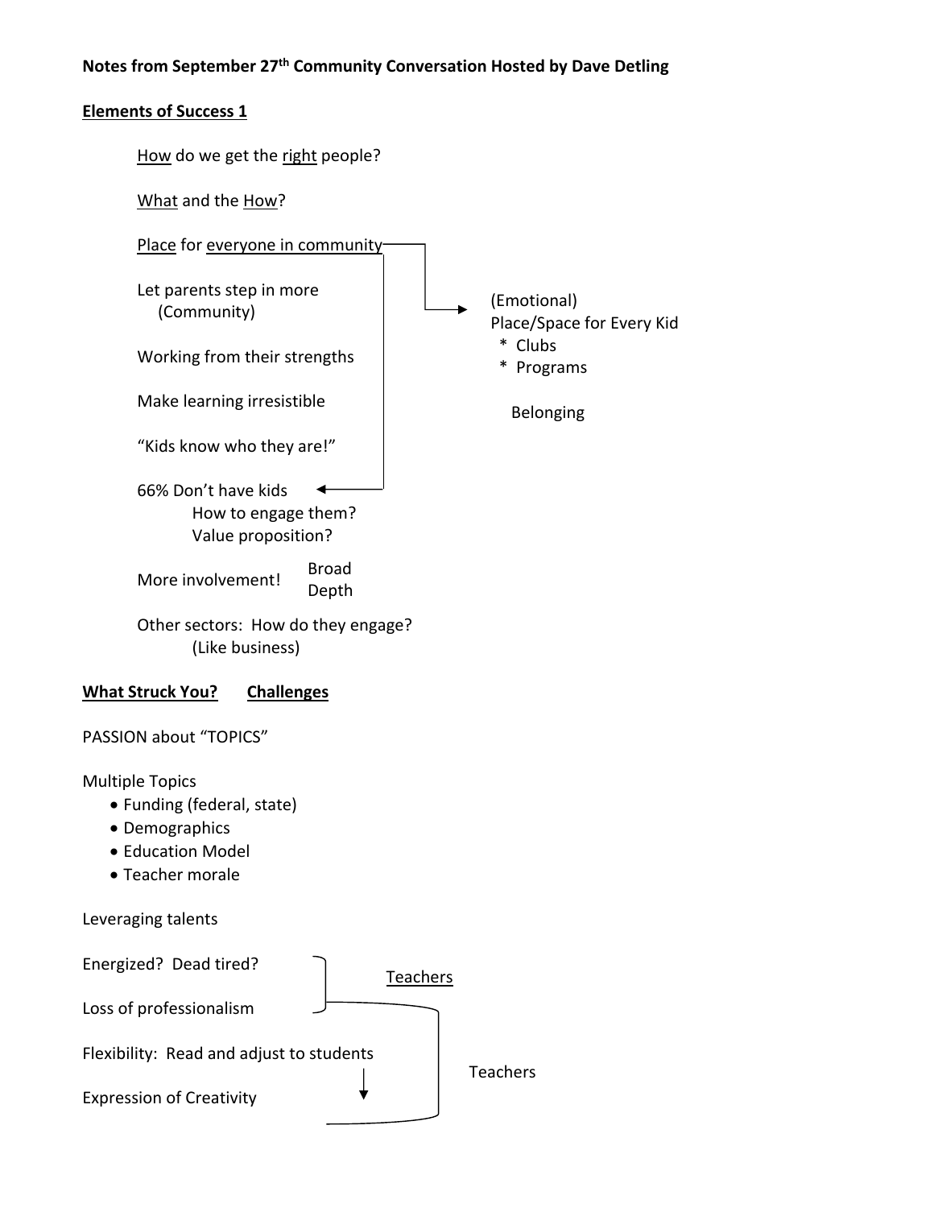**Notes from September 27th Community Conversation Hosted by Dave Detling**

**<u>Elements of Success 1</u>**

<u>How</u> do we get the <u>right</u> people?

<u>What</u> and the <u>How</u>?

<u>Place</u> for <u>everyone in community</u>

→ (Emotional) Place/Space for Every Kid
- * Clubs
- * Programs

Belonging

Let parents step in more (Community)

Working from their strengths

Make learning irresistible

"Kids know who they are!"

66% Don't have kids
- How to engage them?
- Value proposition?

More involvement! Broad / Depth

Other sectors: How do they engage? (Like business)

**<u>What Struck You?</u>** **<u>Challenges</u>**

PASSION about "TOPICS"

Multiple Topics
- Funding (federal, state)
- Demographics
- Education Model
- Teacher morale

Leveraging talents

Energized? Dead tired? } <u>Teachers</u>

Loss of professionalism } <u>Teachers</u>

Flexibility: Read and adjust to students ↓ } Teachers

Expression of Creativity } Teachers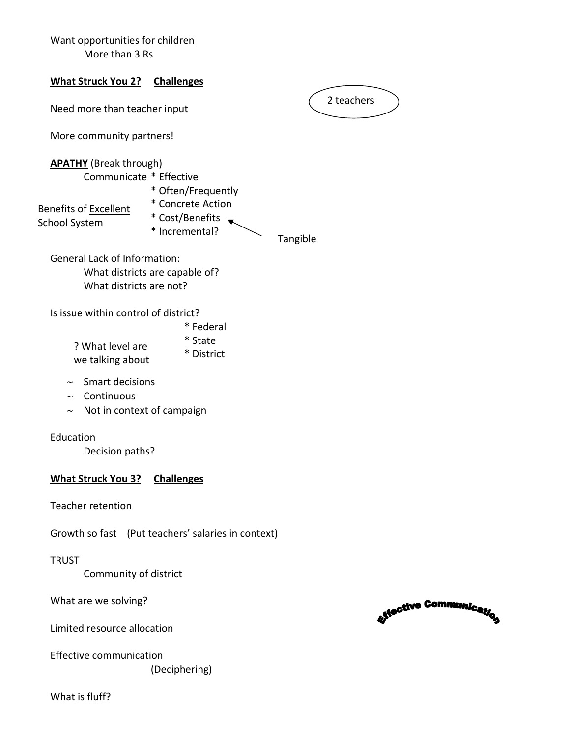Want opportunities for children

More than 3 Rs

**What Struck You 2?** **Challenges**

2 teachers

Need more than teacher input

More community partners!

**APATHY** (Break through)

Communicate
* Effective
* Often/Frequently
* Concrete Action
* Cost/Benefits ← Tangible
* Incremental?

Benefits of Excellent School System

General Lack of Information:

What districts are capable of?

What districts are not?

Is issue within control of district?

? What level are we talking about
* Federal
* State
* District

~ Smart decisions

~ Continuous

~ Not in context of campaign

Education

Decision paths?

**What Struck You 3?** **Challenges**

Teacher retention

Growth so fast (Put teachers' salaries in context)

TRUST

Community of district

What are we solving?

Effective Communication

Limited resource allocation

Effective communication

(Deciphering)

What is fluff?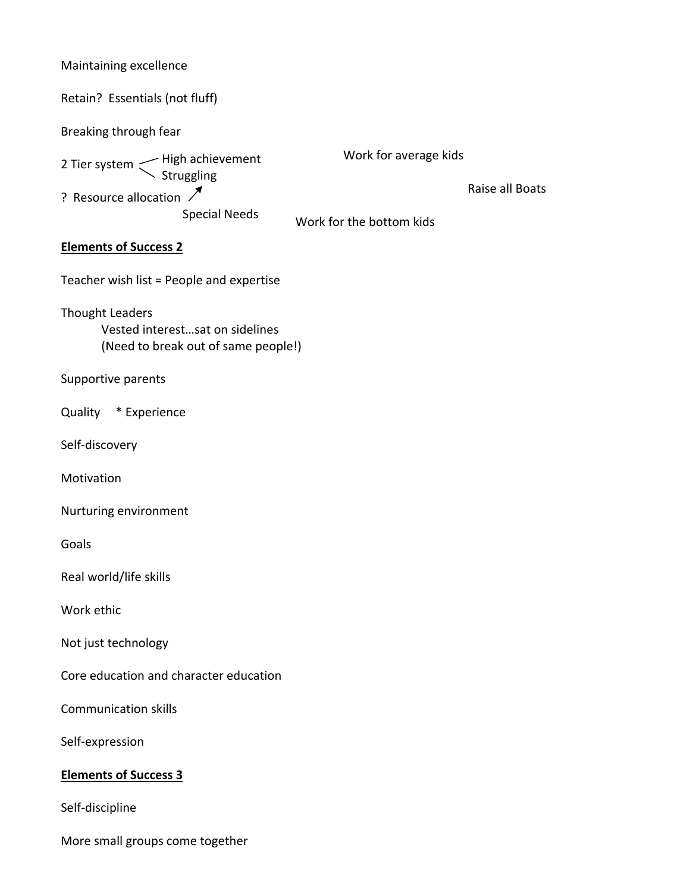Maintaining excellence

Retain? Essentials (not fluff)

Breaking through fear

2 Tier system
- High achievement
- Struggling

? Resource allocation ↗

Special Needs

Work for average kids

Raise all Boats

Work for the bottom kids

**<u>Elements of Success 2</u>**

Teacher wish list = People and expertise

Thought Leaders

    Vested interest…sat on sidelines
    (Need to break out of same people!)

Supportive parents

Quality * Experience

Self-discovery

Motivation

Nurturing environment

Goals

Real world/life skills

Work ethic

Not just technology

Core education and character education

Communication skills

Self-expression

**<u>Elements of Success 3</u>**

Self-discipline

More small groups come together